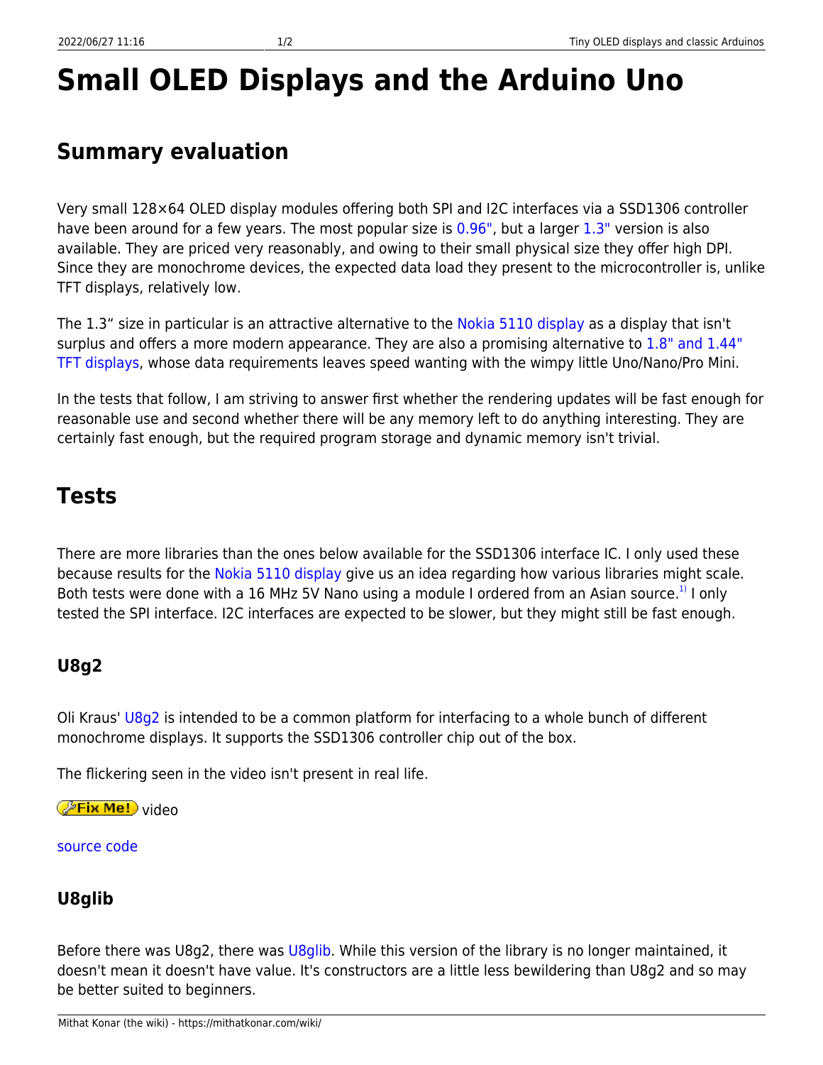# Small OLED Displays and the Arduino Uno

## Summary evaluation

Very small 128×64 OLED display modules offering both SPI and I2C interfaces via a SSD1306 controller have been around for a few years. The most popular size is 0.96", but a larger 1.3" version is also available. They are priced very reasonably, and owing to their small physical size they offer high DPI. Since they are monochrome devices, the expected data load they present to the microcontroller is, unlike TFT displays, relatively low.

The 1.3“ size in particular is an attractive alternative to the Nokia 5110 display as a display that isn't surplus and offers a more modern appearance. They are also a promising alternative to 1.8" and 1.44" TFT displays, whose data requirements leaves speed wanting with the wimpy little Uno/Nano/Pro Mini.

In the tests that follow, I am striving to answer first whether the rendering updates will be fast enough for reasonable use and second whether there will be any memory left to do anything interesting. They are certainly fast enough, but the required program storage and dynamic memory isn't trivial.

## Tests

There are more libraries than the ones below available for the SSD1306 interface IC. I only used these because results for the Nokia 5110 display give us an idea regarding how various libraries might scale. Both tests were done with a 16 MHz 5V Nano using a module I ordered from an Asian source.[1] I only tested the SPI interface. I2C interfaces are expected to be slower, but they might still be fast enough.

### U8g2

Oli Kraus' U8g2 is intended to be a common platform for interfacing to a whole bunch of different monochrome displays. It supports the SSD1306 controller chip out of the box.

The flickering seen in the video isn't present in real life.

Fix Me! video

source code

### U8glib

Before there was U8g2, there was U8glib. While this version of the library is no longer maintained, it doesn't mean it doesn't have value. It's constructors are a little less bewildering than U8g2 and so may be better suited to beginners.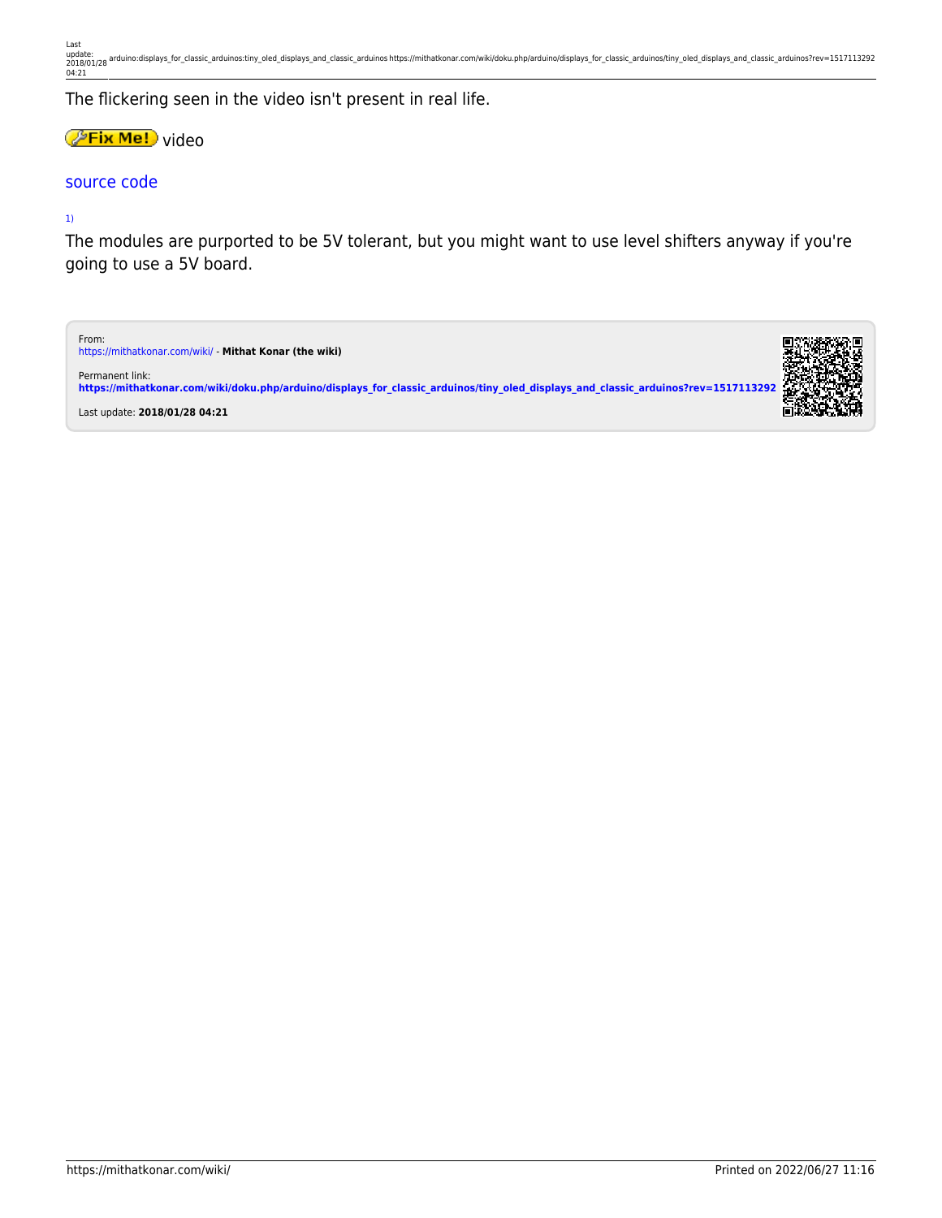The flickering seen in the video isn't present in real life.

FIXME video

source code

1)

The modules are purported to be 5V tolerant, but you might want to use level shifters anyway if you're going to use a 5V board.

From:
https://mithatkonar.com/wiki/ - **Mithat Konar (the wiki)**

Permanent link:
**https://mithatkonar.com/wiki/doku.php/arduino/displays_for_classic_arduinos/tiny_oled_displays_and_classic_arduinos?rev=1517113292**

Last update: **2018/01/28 04:21**